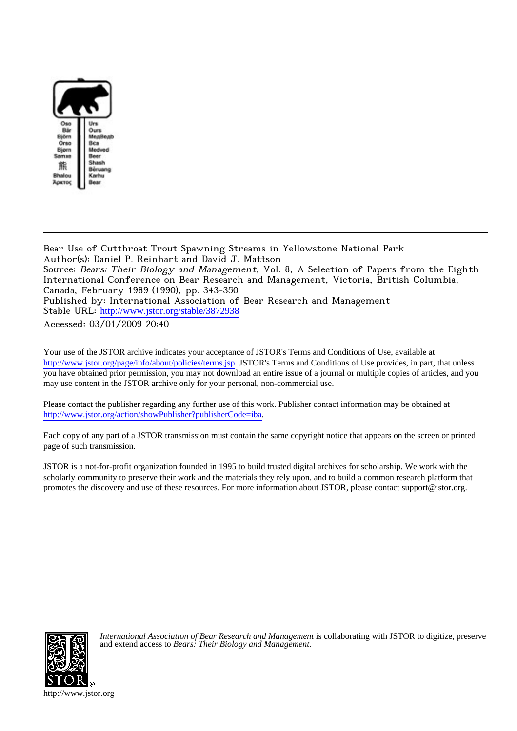Bear Use of Cutthroat Trout Spawning Streams in Yellowstone National Park
Author(s): Daniel P. Reinhart and David J. Mattson
Source: *Bears: Their Biology and Management*, Vol. 8, A Selection of Papers from the Eighth International Conference on Bear Research and Management, Victoria, British Columbia, Canada, February 1989 (1990), pp. 343-350
Published by: International Association of Bear Research and Management
Stable URL: http://www.jstor.org/stable/3872938
Accessed: 03/01/2009 20:40

---

Your use of the JSTOR archive indicates your acceptance of JSTOR's Terms and Conditions of Use, available at http://www.jstor.org/page/info/about/policies/terms.jsp. JSTOR's Terms and Conditions of Use provides, in part, that unless you have obtained prior permission, you may not download an entire issue of a journal or multiple copies of articles, and you may use content in the JSTOR archive only for your personal, non-commercial use.

Please contact the publisher regarding any further use of this work. Publisher contact information may be obtained at http://www.jstor.org/action/showPublisher?publisherCode=iba.

Each copy of any part of a JSTOR transmission must contain the same copyright notice that appears on the screen or printed page of such transmission.

JSTOR is a not-for-profit organization founded in 1995 to build trusted digital archives for scholarship. We work with the scholarly community to preserve their work and the materials they rely upon, and to build a common research platform that promotes the discovery and use of these resources. For more information about JSTOR, please contact support@jstor.org.

*International Association of Bear Research and Management* is collaborating with JSTOR to digitize, preserve and extend access to *Bears: Their Biology and Management.*

http://www.jstor.org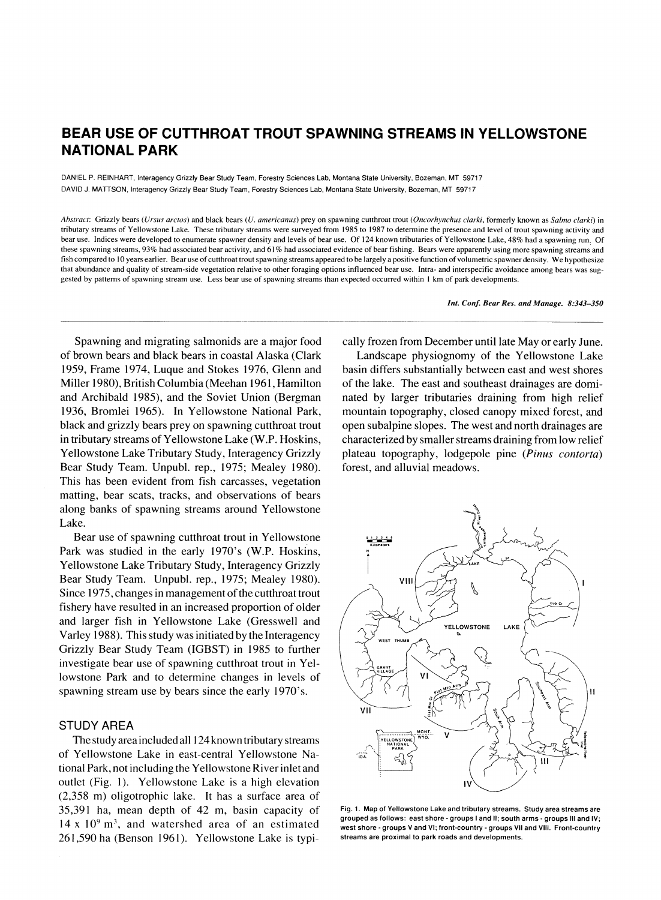# BEAR USE OF CUTTHROAT TROUT SPAWNING STREAMS IN YELLOWSTONE NATIONAL PARK

DANIEL P. REINHART, Interagency Grizzly Bear Study Team, Forestry Sciences Lab, Montana State University, Bozeman, MT 59717

DAVID J. MATTSON, Interagency Grizzly Bear Study Team, Forestry Sciences Lab, Montana State University, Bozeman, MT 59717

*Abstract*: Grizzly bears (*Ursus arctos*) and black bears (*U. americanus*) prey on spawning cutthroat trout (*Oncorhynchus clarki*, formerly known as *Salmo clarki*) in tributary streams of Yellowstone Lake. These tributary streams were surveyed from 1985 to 1987 to determine the presence and level of trout spawning activity and bear use. Indices were developed to enumerate spawner density and levels of bear use. Of 124 known tributaries of Yellowstone Lake, 48% had a spawning run. Of these spawning streams, 93% had associated bear activity, and 61% had associated evidence of bear fishing. Bears were apparently using more spawning streams and fish compared to 10 years earlier. Bear use of cutthroat trout spawning streams appeared to be largely a positive function of volumetric spawner density. We hypothesize that abundance and quality of stream-side vegetation relative to other foraging options influenced bear use. Intra- and interspecific avoidance among bears was suggested by patterns of spawning stream use. Less bear use of spawning streams than expected occurred within 1 km of park developments.

Spawning and migrating salmonids are a major food of brown bears and black bears in coastal Alaska (Clark 1959, Frame 1974, Luque and Stokes 1976, Glenn and Miller 1980), British Columbia (Meehan 1961, Hamilton and Archibald 1985), and the Soviet Union (Bergman 1936, Bromlei 1965). In Yellowstone National Park, black and grizzly bears prey on spawning cutthroat trout in tributary streams of Yellowstone Lake (W.P. Hoskins, Yellowstone Lake Tributary Study, Interagency Grizzly Bear Study Team. Unpubl. rep., 1975; Mealey 1980). This has been evident from fish carcasses, vegetation matting, bear scats, tracks, and observations of bears along banks of spawning streams around Yellowstone Lake.

Bear use of spawning cutthroat trout in Yellowstone Park was studied in the early 1970's (W.P. Hoskins, Yellowstone Lake Tributary Study, Interagency Grizzly Bear Study Team. Unpubl. rep., 1975; Mealey 1980). Since 1975, changes in management of the cutthroat trout fishery have resulted in an increased proportion of older and larger fish in Yellowstone Lake (Gresswell and Varley 1988). This study was initiated by the Interagency Grizzly Bear Study Team (IGBST) in 1985 to further investigate bear use of spawning cutthroat trout in Yellowstone Park and to determine changes in levels of spawning stream use by bears since the early 1970's.

## STUDY AREA

The study area included all 124 known tributary streams of Yellowstone Lake in east-central Yellowstone National Park, not including the Yellowstone River inlet and outlet (Fig. 1). Yellowstone Lake is a high elevation (2,358 m) oligotrophic lake. It has a surface area of 35,391 ha, mean depth of 42 m, basin capacity of $14 \times 10^9$ m$^3$, and watershed area of an estimated 261,590 ha (Benson 1961). Yellowstone Lake is typically frozen from December until late May or early June.

Landscape physiognomy of the Yellowstone Lake basin differs substantially between east and west shores of the lake. The east and southeast drainages are dominated by larger tributaries draining from high relief mountain topography, closed canopy mixed forest, and open subalpine slopes. The west and north drainages are characterized by smaller streams draining from low relief plateau topography, lodgepole pine (*Pinus contorta*) forest, and alluvial meadows.

Fig. 1. Map of Yellowstone Lake and tributary streams. Study area streams are grouped as follows: east shore - groups I and II; south arms - groups III and IV; west shore - groups V and VI; front-country - groups VII and VIII. Front-country streams are proximal to park roads and developments.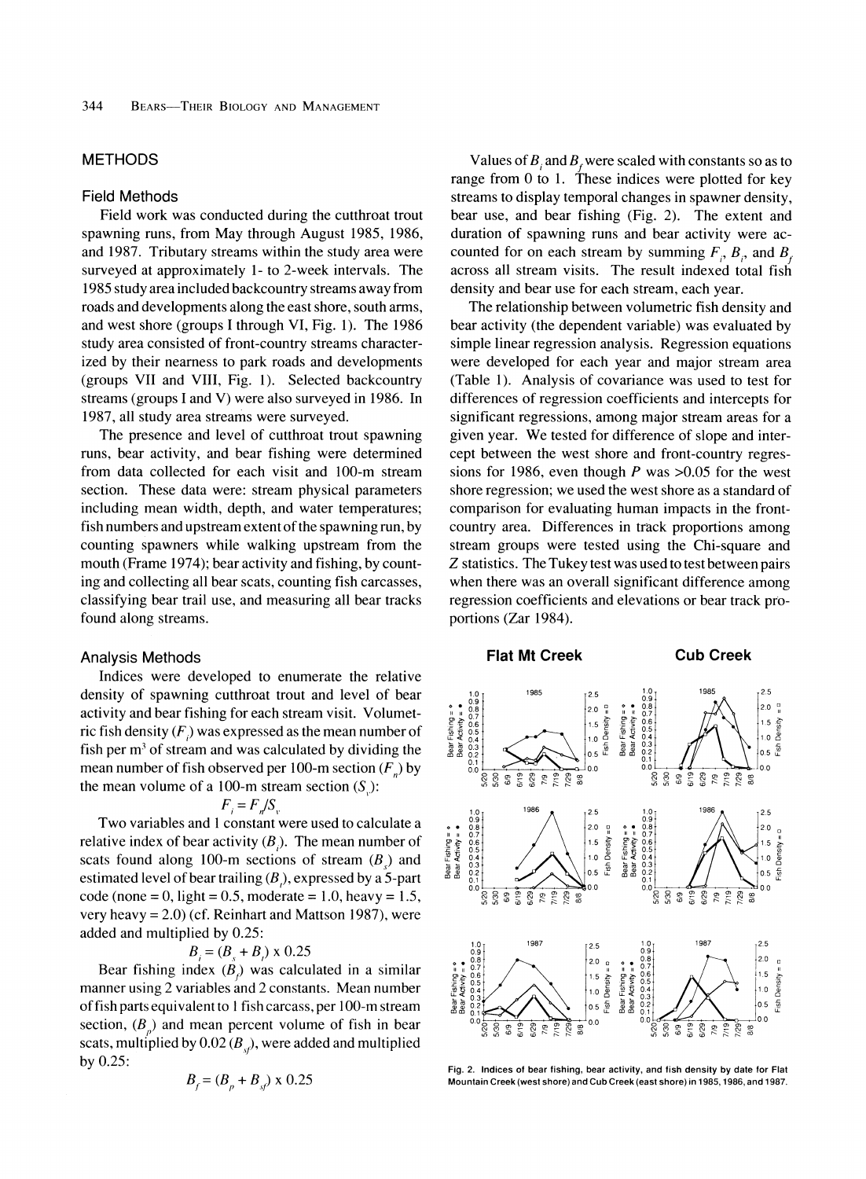## METHODS

### Field Methods

Field work was conducted during the cutthroat trout spawning runs, from May through August 1985, 1986, and 1987. Tributary streams within the study area were surveyed at approximately 1- to 2-week intervals. The 1985 study area included backcountry streams away from roads and developments along the east shore, south arms, and west shore (groups I through VI, Fig. 1). The 1986 study area consisted of front-country streams characterized by their nearness to park roads and developments (groups VII and VIII, Fig. 1). Selected backcountry streams (groups I and V) were also surveyed in 1986. In 1987, all study area streams were surveyed.

The presence and level of cutthroat trout spawning runs, bear activity, and bear fishing were determined from data collected for each visit and 100-m stream section. These data were: stream physical parameters including mean width, depth, and water temperatures; fish numbers and upstream extent of the spawning run, by counting spawners while walking upstream from the mouth (Frame 1974); bear activity and fishing, by counting and collecting all bear scats, counting fish carcasses, classifying bear trail use, and measuring all bear tracks found along streams.

### Analysis Methods

Indices were developed to enumerate the relative density of spawning cutthroat trout and level of bear activity and bear fishing for each stream visit. Volumetric fish density ($F_i$) was expressed as the mean number of fish per m$^3$ of stream and was calculated by dividing the mean number of fish observed per 100-m section ($F_n$) by the mean volume of a 100-m stream section ($S_v$):

$$F_i = F_n / S_v$$

Two variables and 1 constant were used to calculate a relative index of bear activity ($B_i$). The mean number of scats found along 100-m sections of stream ($B_s$) and estimated level of bear trailing ($B_t$), expressed by a 5-part code (none = 0, light = 0.5, moderate = 1.0, heavy = 1.5, very heavy = 2.0) (cf. Reinhart and Mattson 1987), were added and multiplied by 0.25:

$$B_i = (B_s + B_t) \times 0.25$$

Bear fishing index ($B_f$) was calculated in a similar manner using 2 variables and 2 constants. Mean number of fish parts equivalent to 1 fish carcass, per 100-m stream section, ($B_p$) and mean percent volume of fish in bear scats, multiplied by 0.02 ($B_{sf}$), were added and multiplied by 0.25:

$$B_f = (B_p + B_{sf}) \times 0.25$$

Values of $B_i$ and $B_f$ were scaled with constants so as to range from 0 to 1. These indices were plotted for key streams to display temporal changes in spawner density, bear use, and bear fishing (Fig. 2). The extent and duration of spawning runs and bear activity were accounted for on each stream by summing $F_i$, $B_i$, and $B_f$ across all stream visits. The result indexed total fish density and bear use for each stream, each year.

The relationship between volumetric fish density and bear activity (the dependent variable) was evaluated by simple linear regression analysis. Regression equations were developed for each year and major stream area (Table 1). Analysis of covariance was used to test for differences of regression coefficients and intercepts for significant regressions, among major stream areas for a given year. We tested for difference of slope and intercept between the west shore and front-country regressions for 1986, even though $P$ was >0.05 for the west shore regression; we used the west shore as a standard of comparison for evaluating human impacts in the front-country area. Differences in track proportions among stream groups were tested using the Chi-square and $Z$ statistics. The Tukey test was used to test between pairs when there was an overall significant difference among regression coefficients and elevations or bear track proportions (Zar 1984).

Fig. 2. Indices of bear fishing, bear activity, and fish density by date for Flat Mountain Creek (west shore) and Cub Creek (east shore) in 1985, 1986, and 1987.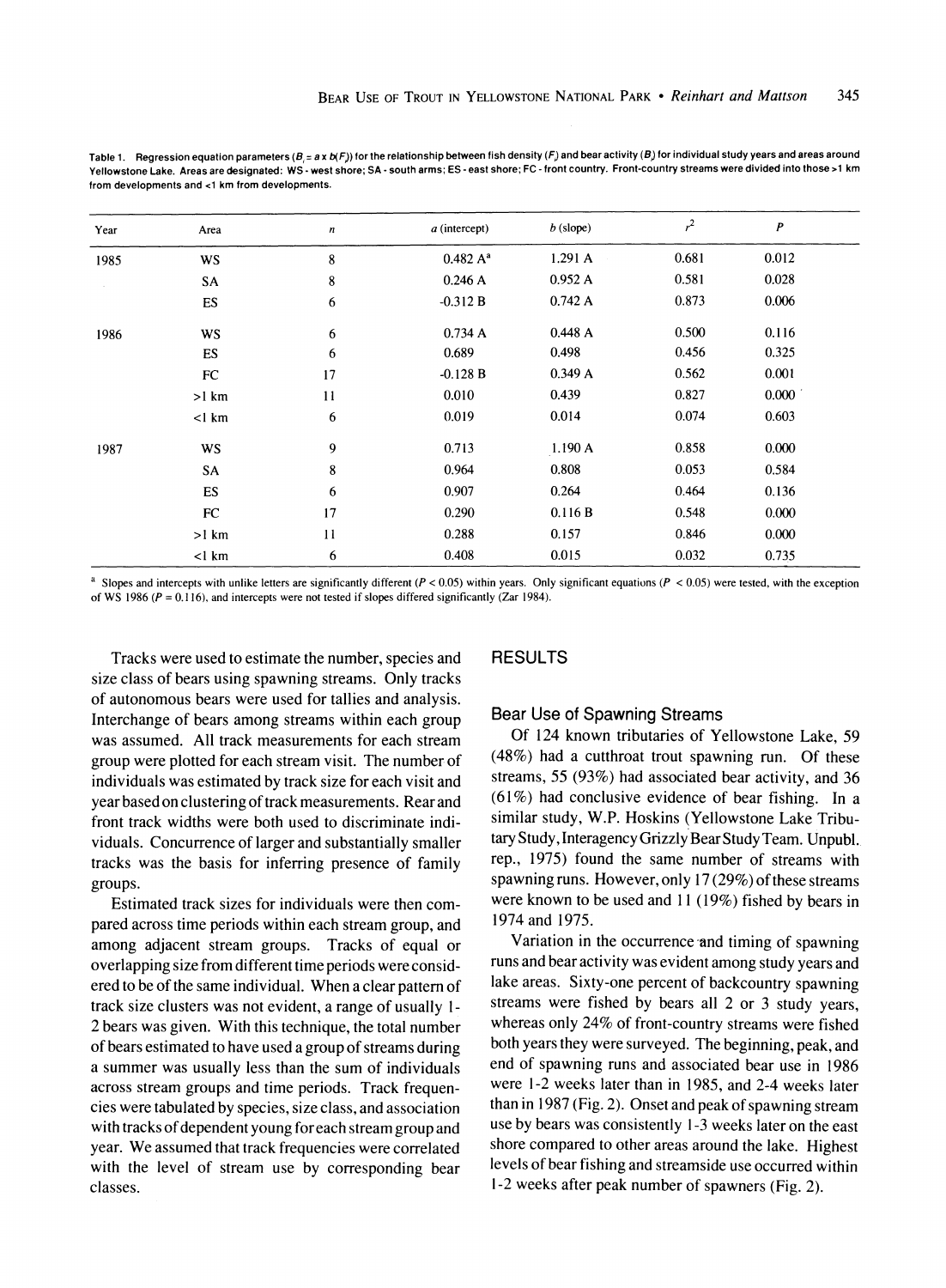Table 1. Regression equation parameters ($B_i = a \times b(F_i)$) for the relationship between fish density ($F_i$) and bear activity ($B_i$) for individual study years and areas around Yellowstone Lake. Areas are designated: WS - west shore; SA - south arms; ES - east shore; FC - front country. Front-country streams were divided into those >1 km from developments and <1 km from developments.

| Year | Area | $n$ | $a$ (intercept) | $b$ (slope) | $r^2$ | $P$ |
|---|---|---|---|---|---|---|
| 1985 | WS | 8 | 0.482 A[a] | 1.291 A | 0.681 | 0.012 |
| | SA | 8 | 0.246 A | 0.952 A | 0.581 | 0.028 |
| | ES | 6 | -0.312 B | 0.742 A | 0.873 | 0.006 |
| 1986 | WS | 6 | 0.734 A | 0.448 A | 0.500 | 0.116 |
| | ES | 6 | 0.689 | 0.498 | 0.456 | 0.325 |
| | FC | 17 | -0.128 B | 0.349 A | 0.562 | 0.001 |
| | >1 km | 11 | 0.010 | 0.439 | 0.827 | 0.000 |
| | <1 km | 6 | 0.019 | 0.014 | 0.074 | 0.603 |
| 1987 | WS | 9 | 0.713 | 1.190 A | 0.858 | 0.000 |
| | SA | 8 | 0.964 | 0.808 | 0.053 | 0.584 |
| | ES | 6 | 0.907 | 0.264 | 0.464 | 0.136 |
| | FC | 17 | 0.290 | 0.116 B | 0.548 | 0.000 |
| | >1 km | 11 | 0.288 | 0.157 | 0.846 | 0.000 |
| | <1 km | 6 | 0.408 | 0.015 | 0.032 | 0.735 |

[a] Slopes and intercepts with unlike letters are significantly different ($P < 0.05$) within years. Only significant equations ($P < 0.05$) were tested, with the exception of WS 1986 ($P = 0.116$), and intercepts were not tested if slopes differed significantly (Zar 1984).

Tracks were used to estimate the number, species and size class of bears using spawning streams. Only tracks of autonomous bears were used for tallies and analysis. Interchange of bears among streams within each group was assumed. All track measurements for each stream group were plotted for each stream visit. The number of individuals was estimated by track size for each visit and year based on clustering of track measurements. Rear and front track widths were both used to discriminate individuals. Concurrence of larger and substantially smaller tracks was the basis for inferring presence of family groups.

Estimated track sizes for individuals were then compared across time periods within each stream group, and among adjacent stream groups. Tracks of equal or overlapping size from different time periods were considered to be of the same individual. When a clear pattern of track size clusters was not evident, a range of usually 1-2 bears was given. With this technique, the total number of bears estimated to have used a group of streams during a summer was usually less than the sum of individuals across stream groups and time periods. Track frequencies were tabulated by species, size class, and association with tracks of dependent young for each stream group and year. We assumed that track frequencies were correlated with the level of stream use by corresponding bear classes.

## RESULTS

### Bear Use of Spawning Streams

Of 124 known tributaries of Yellowstone Lake, 59 (48%) had a cutthroat trout spawning run. Of these streams, 55 (93%) had associated bear activity, and 36 (61%) had conclusive evidence of bear fishing. In a similar study, W.P. Hoskins (Yellowstone Lake Tributary Study, Interagency Grizzly Bear Study Team. Unpubl. rep., 1975) found the same number of streams with spawning runs. However, only 17 (29%) of these streams were known to be used and 11 (19%) fished by bears in 1974 and 1975.

Variation in the occurrence and timing of spawning runs and bear activity was evident among study years and lake areas. Sixty-one percent of backcountry spawning streams were fished by bears all 2 or 3 study years, whereas only 24% of front-country streams were fished both years they were surveyed. The beginning, peak, and end of spawning runs and associated bear use in 1986 were 1-2 weeks later than in 1985, and 2-4 weeks later than in 1987 (Fig. 2). Onset and peak of spawning stream use by bears was consistently 1-3 weeks later on the east shore compared to other areas around the lake. Highest levels of bear fishing and streamside use occurred within 1-2 weeks after peak number of spawners (Fig. 2).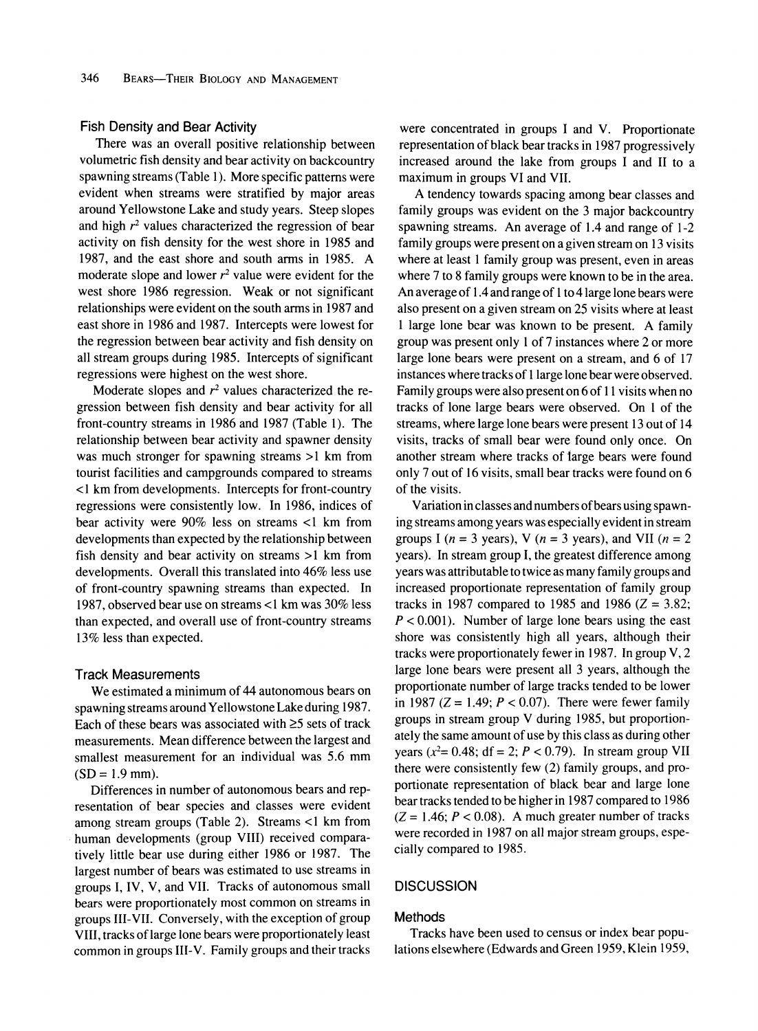### Fish Density and Bear Activity

There was an overall positive relationship between volumetric fish density and bear activity on backcountry spawning streams (Table 1). More specific patterns were evident when streams were stratified by major areas around Yellowstone Lake and study years. Steep slopes and high $r^2$ values characterized the regression of bear activity on fish density for the west shore in 1985 and 1987, and the east shore and south arms in 1985. A moderate slope and lower $r^2$ value were evident for the west shore 1986 regression. Weak or not significant relationships were evident on the south arms in 1987 and east shore in 1986 and 1987. Intercepts were lowest for the regression between bear activity and fish density on all stream groups during 1985. Intercepts of significant regressions were highest on the west shore.

Moderate slopes and $r^2$ values characterized the regression between fish density and bear activity for all front-country streams in 1986 and 1987 (Table 1). The relationship between bear activity and spawner density was much stronger for spawning streams >1 km from tourist facilities and campgrounds compared to streams <1 km from developments. Intercepts for front-country regressions were consistently low. In 1986, indices of bear activity were 90% less on streams <1 km from developments than expected by the relationship between fish density and bear activity on streams >1 km from developments. Overall this translated into 46% less use of front-country spawning streams than expected. In 1987, observed bear use on streams <1 km was 30% less than expected, and overall use of front-country streams 13% less than expected.

### Track Measurements

We estimated a minimum of 44 autonomous bears on spawning streams around Yellowstone Lake during 1987. Each of these bears was associated with ≥5 sets of track measurements. Mean difference between the largest and smallest measurement for an individual was 5.6 mm (SD = 1.9 mm).

Differences in number of autonomous bears and representation of bear species and classes were evident among stream groups (Table 2). Streams <1 km from human developments (group VIII) received comparatively little bear use during either 1986 or 1987. The largest number of bears was estimated to use streams in groups I, IV, V, and VII. Tracks of autonomous small bears were proportionately most common on streams in groups III-VII. Conversely, with the exception of group VIII, tracks of large lone bears were proportionately least common in groups III-V. Family groups and their tracks were concentrated in groups I and V. Proportionate representation of black bear tracks in 1987 progressively increased around the lake from groups I and II to a maximum in groups VI and VII.

A tendency towards spacing among bear classes and family groups was evident on the 3 major backcountry spawning streams. An average of 1.4 and range of 1-2 family groups were present on a given stream on 13 visits where at least 1 family group was present, even in areas where 7 to 8 family groups were known to be in the area. An average of 1.4 and range of 1 to 4 large lone bears were also present on a given stream on 25 visits where at least 1 large lone bear was known to be present. A family group was present only 1 of 7 instances where 2 or more large lone bears were present on a stream, and 6 of 17 instances where tracks of 1 large lone bear were observed. Family groups were also present on 6 of 11 visits when no tracks of lone large bears were observed. On 1 of the streams, where large lone bears were present 13 out of 14 visits, tracks of small bear were found only once. On another stream where tracks of large bears were found only 7 out of 16 visits, small bear tracks were found on 6 of the visits.

Variation in classes and numbers of bears using spawning streams among years was especially evident in stream groups I ($n$ = 3 years), V ($n$ = 3 years), and VII ($n$ = 2 years). In stream group I, the greatest difference among years was attributable to twice as many family groups and increased proportionate representation of family group tracks in 1987 compared to 1985 and 1986 ($Z$ = 3.82; $P$ < 0.001). Number of large lone bears using the east shore was consistently high all years, although their tracks were proportionately fewer in 1987. In group V, 2 large lone bears were present all 3 years, although the proportionate number of large tracks tended to be lower in 1987 ($Z$ = 1.49; $P$ < 0.07). There were fewer family groups in stream group V during 1985, but proportionately the same amount of use by this class as during other years ($x^2$= 0.48; df = 2; $P$ < 0.79). In stream group VII there were consistently few (2) family groups, and proportionate representation of black bear and large lone bear tracks tended to be higher in 1987 compared to 1986 ($Z$ = 1.46; $P$ < 0.08). A much greater number of tracks were recorded in 1987 on all major stream groups, especially compared to 1985.

## DISCUSSION

### Methods

Tracks have been used to census or index bear populations elsewhere (Edwards and Green 1959, Klein 1959,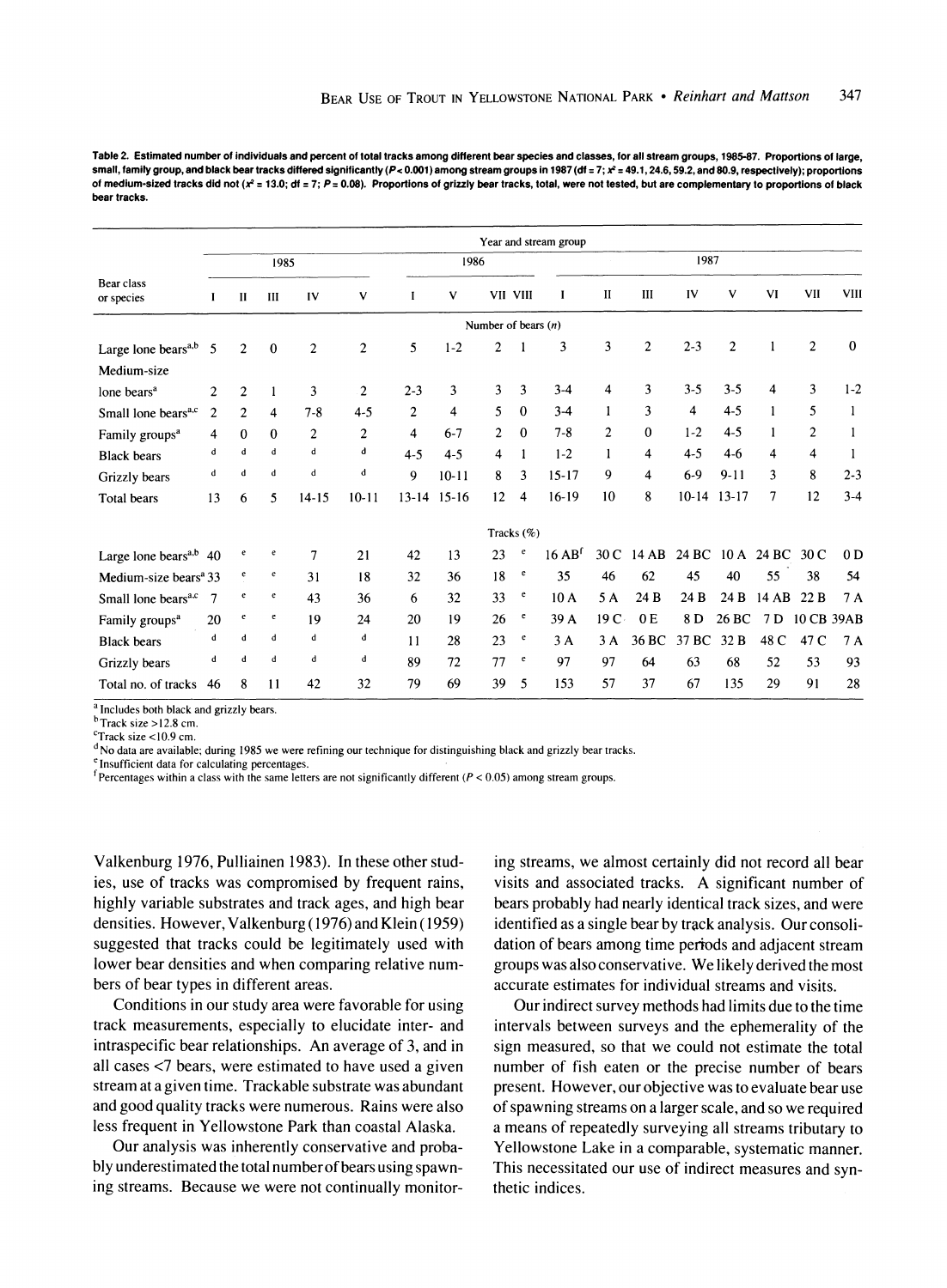**Table 2. Estimated number of individuals and percent of total tracks among different bear species and classes, for all stream groups, 1985-87. Proportions of large, small, family group, and black bear tracks differed significantly ($P < 0.001$) among stream groups in 1987 (df = 7; $x^2$ = 49.1, 24.6, 59.2, and 80.9, respectively); proportions of medium-sized tracks did not ($x^2$ = 13.0; df = 7; $P$ = 0.08). Proportions of grizzly bear tracks, total, were not tested, but are complementary to proportions of black bear tracks.**

| Bear class or species | 1985 I | 1985 II | 1985 III | 1985 IV | 1985 V | 1986 I | 1986 V | 1986 VII | 1986 VIII | 1987 I | 1987 II | 1987 III | 1987 IV | 1987 V | 1987 VI | 1987 VII | 1987 VIII |
|---|---|---|---|---|---|---|---|---|---|---|---|---|---|---|---|---|---|
| **Number of bears ($n$)** | | | | | | | | | | | | | | | | | |
| Large lone bears[a,b] | 5 | 2 | 0 | 2 | 2 | 5 | 1-2 | 2 | 1 | 3 | 3 | 2 | 2-3 | 2 | 1 | 2 | 0 |
| Medium-size lone bears[a] | 2 | 2 | 1 | 3 | 2 | 2-3 | 3 | 3 | 3 | 3-4 | 4 | 3 | 3-5 | 3-5 | 4 | 3 | 1-2 |
| Small lone bears[a,c] | 2 | 2 | 4 | 7-8 | 4-5 | 2 | 4 | 5 | 0 | 3-4 | 1 | 3 | 4 | 4-5 | 1 | 5 | 1 |
| Family groups[a] | 4 | 0 | 0 | 2 | 2 | 4 | 6-7 | 2 | 0 | 7-8 | 2 | 0 | 1-2 | 4-5 | 1 | 2 | 1 |
| Black bears | d | d | d | d | d | 4-5 | 4-5 | 4 | 1 | 1-2 | 1 | 4 | 4-5 | 4-6 | 4 | 4 | 1 |
| Grizzly bears | d | d | d | d | d | 9 | 10-11 | 8 | 3 | 15-17 | 9 | 4 | 6-9 | 9-11 | 3 | 8 | 2-3 |
| Total bears | 13 | 6 | 5 | 14-15 | 10-11 | 13-14 | 15-16 | 12 | 4 | 16-19 | 10 | 8 | 10-14 | 13-17 | 7 | 12 | 3-4 |
| **Tracks (%)** | | | | | | | | | | | | | | | | | |
| Large lone bears[a,b] | 40 | e | e | 7 | 21 | 42 | 13 | 23 | e | 16 AB[f] | 30 C | 14 AB | 24 BC | 10 A | 24 BC | 30 C | 0 D |
| Medium-size bears[a] | 33 | e | e | 31 | 18 | 32 | 36 | 18 | e | 35 | 46 | 62 | 45 | 40 | 55 | 38 | 54 |
| Small lone bears[a,c] | 7 | e | e | 43 | 36 | 6 | 32 | 33 | e | 10 A | 5 A | 24 B | 24 B | 24 B | 14 AB | 22 B | 7 A |
| Family groups[a] | 20 | e | e | 19 | 24 | 20 | 19 | 26 | e | 39 A | 19 C | 0 E | 8 D | 26 BC | 7 D | 10 CB | 39AB |
| Black bears | d | d | d | d | d | 11 | 28 | 23 | e | 3 A | 3 A | 36 BC | 37 BC | 32 B | 48 C | 47 C | 7 A |
| Grizzly bears | d | d | d | d | d | 89 | 72 | 77 | e | 97 | 97 | 64 | 63 | 68 | 52 | 53 | 93 |
| Total no. of tracks | 46 | 8 | 11 | 42 | 32 | 79 | 69 | 39 | 5 | 153 | 57 | 37 | 67 | 135 | 29 | 91 | 28 |

[a] Includes both black and grizzly bears.
[b] Track size >12.8 cm.
[c] Track size <10.9 cm.
[d] No data are available; during 1985 we were refining our technique for distinguishing black and grizzly bear tracks.
[e] Insufficient data for calculating percentages.
[f] Percentages within a class with the same letters are not significantly different ($P < 0.05$) among stream groups.

Valkenburg 1976, Pulliainen 1983). In these other studies, use of tracks was compromised by frequent rains, highly variable substrates and track ages, and high bear densities. However, Valkenburg (1976) and Klein (1959) suggested that tracks could be legitimately used with lower bear densities and when comparing relative numbers of bear types in different areas.

Conditions in our study area were favorable for using track measurements, especially to elucidate inter- and intraspecific bear relationships. An average of 3, and in all cases <7 bears, were estimated to have used a given stream at a given time. Trackable substrate was abundant and good quality tracks were numerous. Rains were also less frequent in Yellowstone Park than coastal Alaska.

Our analysis was inherently conservative and probably underestimated the total number of bears using spawning streams. Because we were not continually monitoring streams, we almost certainly did not record all bear visits and associated tracks. A significant number of bears probably had nearly identical track sizes, and were identified as a single bear by track analysis. Our consolidation of bears among time periods and adjacent stream groups was also conservative. We likely derived the most accurate estimates for individual streams and visits.

Our indirect survey methods had limits due to the time intervals between surveys and the ephemerality of the sign measured, so that we could not estimate the total number of fish eaten or the precise number of bears present. However, our objective was to evaluate bear use of spawning streams on a larger scale, and so we required a means of repeatedly surveying all streams tributary to Yellowstone Lake in a comparable, systematic manner. This necessitated our use of indirect measures and synthetic indices.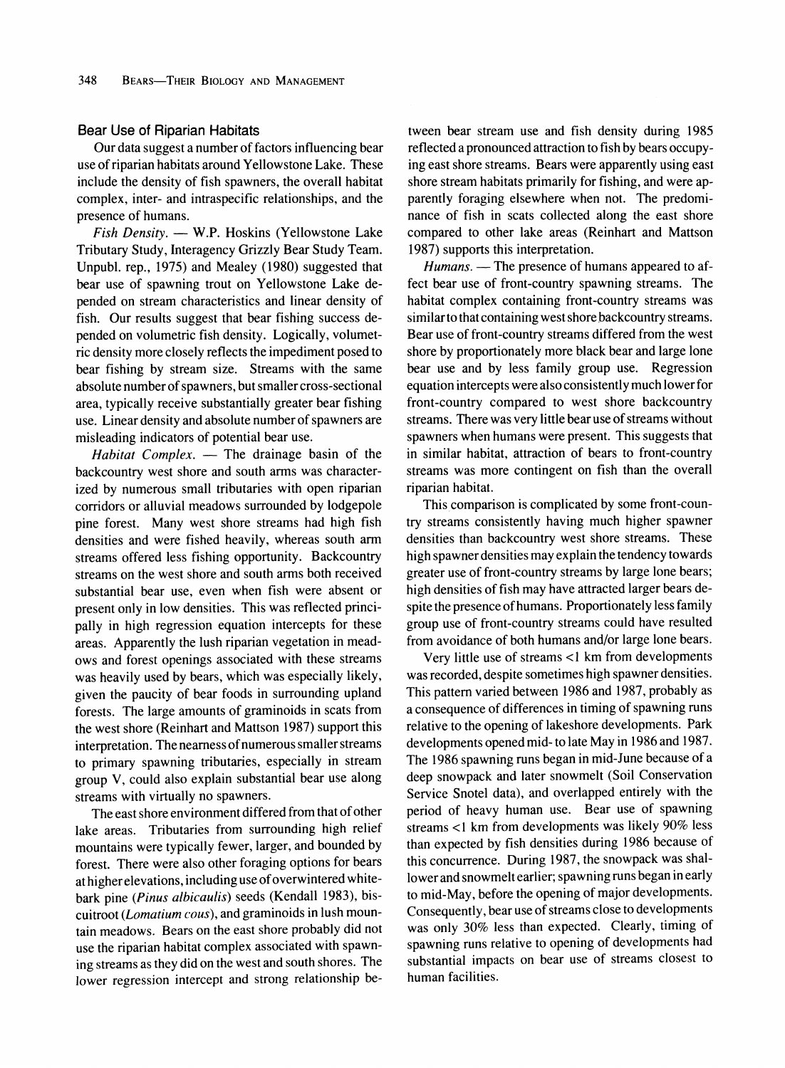### Bear Use of Riparian Habitats

Our data suggest a number of factors influencing bear use of riparian habitats around Yellowstone Lake. These include the density of fish spawners, the overall habitat complex, inter- and intraspecific relationships, and the presence of humans.

*Fish Density.* — W.P. Hoskins (Yellowstone Lake Tributary Study, Interagency Grizzly Bear Study Team. Unpubl. rep., 1975) and Mealey (1980) suggested that bear use of spawning trout on Yellowstone Lake depended on stream characteristics and linear density of fish. Our results suggest that bear fishing success depended on volumetric fish density. Logically, volumetric density more closely reflects the impediment posed to bear fishing by stream size. Streams with the same absolute number of spawners, but smaller cross-sectional area, typically receive substantially greater bear fishing use. Linear density and absolute number of spawners are misleading indicators of potential bear use.

*Habitat Complex.* — The drainage basin of the backcountry west shore and south arms was characterized by numerous small tributaries with open riparian corridors or alluvial meadows surrounded by lodgepole pine forest. Many west shore streams had high fish densities and were fished heavily, whereas south arm streams offered less fishing opportunity. Backcountry streams on the west shore and south arms both received substantial bear use, even when fish were absent or present only in low densities. This was reflected principally in high regression equation intercepts for these areas. Apparently the lush riparian vegetation in meadows and forest openings associated with these streams was heavily used by bears, which was especially likely, given the paucity of bear foods in surrounding upland forests. The large amounts of graminoids in scats from the west shore (Reinhart and Mattson 1987) support this interpretation. The nearness of numerous smaller streams to primary spawning tributaries, especially in stream group V, could also explain substantial bear use along streams with virtually no spawners.

The east shore environment differed from that of other lake areas. Tributaries from surrounding high relief mountains were typically fewer, larger, and bounded by forest. There were also other foraging options for bears at higher elevations, including use of overwintered whitebark pine (*Pinus albicaulis*) seeds (Kendall 1983), biscuitroot (*Lomatium cous*), and graminoids in lush mountain meadows. Bears on the east shore probably did not use the riparian habitat complex associated with spawning streams as they did on the west and south shores. The lower regression intercept and strong relationship between bear stream use and fish density during 1985 reflected a pronounced attraction to fish by bears occupying east shore streams. Bears were apparently using east shore stream habitats primarily for fishing, and were apparently foraging elsewhere when not. The predominance of fish in scats collected along the east shore compared to other lake areas (Reinhart and Mattson 1987) supports this interpretation.

*Humans.* — The presence of humans appeared to affect bear use of front-country spawning streams. The habitat complex containing front-country streams was similar to that containing west shore backcountry streams. Bear use of front-country streams differed from the west shore by proportionately more black bear and large lone bear use and by less family group use. Regression equation intercepts were also consistently much lower for front-country compared to west shore backcountry streams. There was very little bear use of streams without spawners when humans were present. This suggests that in similar habitat, attraction of bears to front-country streams was more contingent on fish than the overall riparian habitat.

This comparison is complicated by some front-country streams consistently having much higher spawner densities than backcountry west shore streams. These high spawner densities may explain the tendency towards greater use of front-country streams by large lone bears; high densities of fish may have attracted larger bears despite the presence of humans. Proportionately less family group use of front-country streams could have resulted from avoidance of both humans and/or large lone bears.

Very little use of streams <1 km from developments was recorded, despite sometimes high spawner densities. This pattern varied between 1986 and 1987, probably as a consequence of differences in timing of spawning runs relative to the opening of lakeshore developments. Park developments opened mid- to late May in 1986 and 1987. The 1986 spawning runs began in mid-June because of a deep snowpack and later snowmelt (Soil Conservation Service Snotel data), and overlapped entirely with the period of heavy human use. Bear use of spawning streams <1 km from developments was likely 90% less than expected by fish densities during 1986 because of this concurrence. During 1987, the snowpack was shallower and snowmelt earlier; spawning runs began in early to mid-May, before the opening of major developments. Consequently, bear use of streams close to developments was only 30% less than expected. Clearly, timing of spawning runs relative to opening of developments had substantial impacts on bear use of streams closest to human facilities.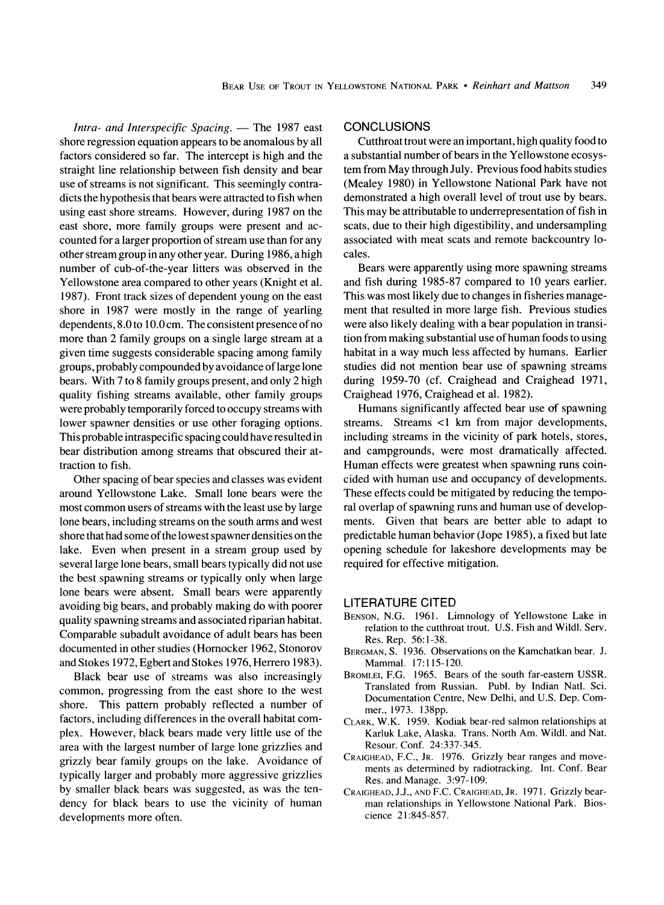*Intra- and Interspecific Spacing.* — The 1987 east shore regression equation appears to be anomalous by all factors considered so far. The intercept is high and the straight line relationship between fish density and bear use of streams is not significant. This seemingly contradicts the hypothesis that bears were attracted to fish when using east shore streams. However, during 1987 on the east shore, more family groups were present and accounted for a larger proportion of stream use than for any other stream group in any other year. During 1986, a high number of cub-of-the-year litters was observed in the Yellowstone area compared to other years (Knight et al. 1987). Front track sizes of dependent young on the east shore in 1987 were mostly in the range of yearling dependents, 8.0 to 10.0 cm. The consistent presence of no more than 2 family groups on a single large stream at a given time suggests considerable spacing among family groups, probably compounded by avoidance of large lone bears. With 7 to 8 family groups present, and only 2 high quality fishing streams available, other family groups were probably temporarily forced to occupy streams with lower spawner densities or use other foraging options. This probable intraspecific spacing could have resulted in bear distribution among streams that obscured their attraction to fish.

Other spacing of bear species and classes was evident around Yellowstone Lake. Small lone bears were the most common users of streams with the least use by large lone bears, including streams on the south arms and west shore that had some of the lowest spawner densities on the lake. Even when present in a stream group used by several large lone bears, small bears typically did not use the best spawning streams or typically only when large lone bears were absent. Small bears were apparently avoiding big bears, and probably making do with poorer quality spawning streams and associated riparian habitat. Comparable subadult avoidance of adult bears has been documented in other studies (Hornocker 1962, Stonorov and Stokes 1972, Egbert and Stokes 1976, Herrero 1983).

Black bear use of streams was also increasingly common, progressing from the east shore to the west shore. This pattern probably reflected a number of factors, including differences in the overall habitat complex. However, black bears made very little use of the area with the largest number of large lone grizzlies and grizzly bear family groups on the lake. Avoidance of typically larger and probably more aggressive grizzlies by smaller black bears was suggested, as was the tendency for black bears to use the vicinity of human developments more often.

## CONCLUSIONS

Cutthroat trout were an important, high quality food to a substantial number of bears in the Yellowstone ecosystem from May through July. Previous food habits studies (Mealey 1980) in Yellowstone National Park have not demonstrated a high overall level of trout use by bears. This may be attributable to underrepresentation of fish in scats, due to their high digestibility, and undersampling associated with meat scats and remote backcountry locales.

Bears were apparently using more spawning streams and fish during 1985-87 compared to 10 years earlier. This was most likely due to changes in fisheries management that resulted in more large fish. Previous studies were also likely dealing with a bear population in transition from making substantial use of human foods to using habitat in a way much less affected by humans. Earlier studies did not mention bear use of spawning streams during 1959-70 (cf. Craighead and Craighead 1971, Craighead 1976, Craighead et al. 1982).

Humans significantly affected bear use of spawning streams. Streams <1 km from major developments, including streams in the vicinity of park hotels, stores, and campgrounds, were most dramatically affected. Human effects were greatest when spawning runs coincided with human use and occupancy of developments. These effects could be mitigated by reducing the temporal overlap of spawning runs and human use of developments. Given that bears are better able to adapt to predictable human behavior (Jope 1985), a fixed but late opening schedule for lakeshore developments may be required for effective mitigation.

## LITERATURE CITED

BENSON, N.G. 1961. Limnology of Yellowstone Lake in relation to the cutthroat trout. U.S. Fish and Wildl. Serv. Res. Rep. 56:1-38.

BERGMAN, S. 1936. Observations on the Kamchatkan bear. J. Mammal. 17:115-120.

BROMLEI, F.G. 1965. Bears of the south far-eastern USSR. Translated from Russian. Publ. by Indian Natl. Sci. Documentation Centre, New Delhi, and U.S. Dep. Commer., 1973. 138pp.

CLARK, W.K. 1959. Kodiak bear-red salmon relationships at Karluk Lake, Alaska. Trans. North Am. Wildl. and Nat. Resour. Conf. 24:337-345.

CRAIGHEAD, F.C., JR. 1976. Grizzly bear ranges and movements as determined by radiotracking. Int. Conf. Bear Res. and Manage. 3:97-109.

CRAIGHEAD, J.J., AND F.C. CRAIGHEAD, JR. 1971. Grizzly bear-man relationships in Yellowstone National Park. Bioscience 21:845-857.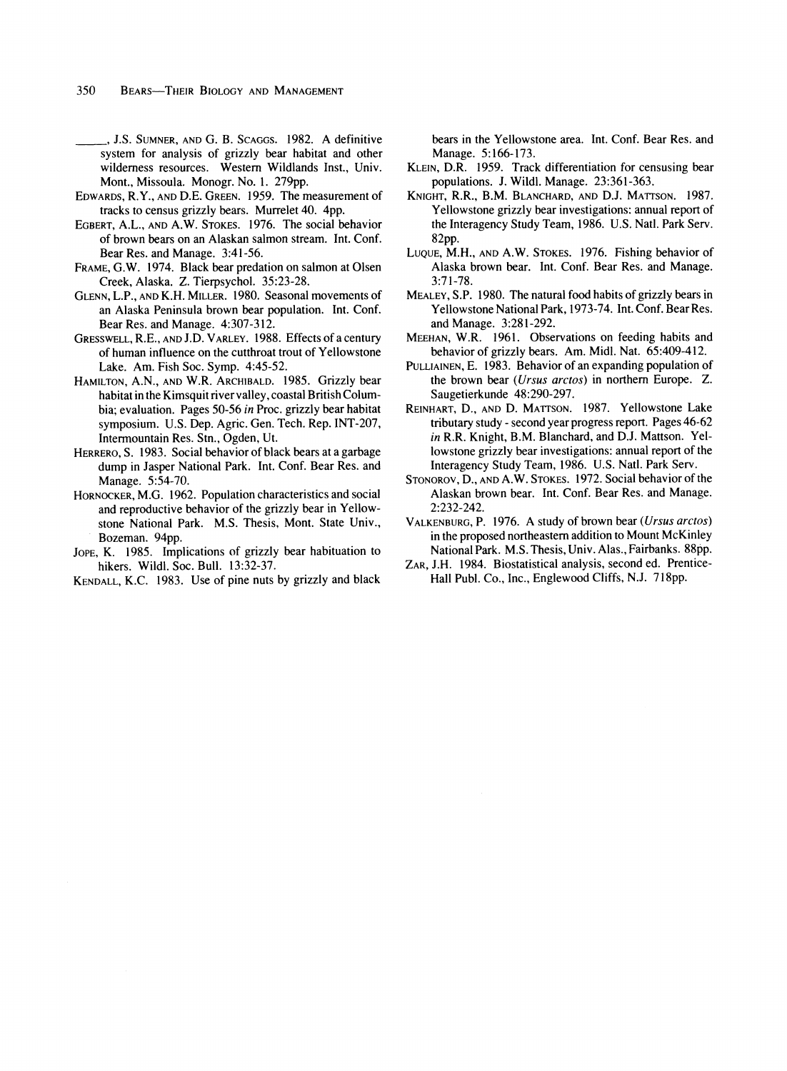\_\_\_\_\_, J.S. SUMNER, AND G. B. SCAGGS. 1982. A definitive system for analysis of grizzly bear habitat and other wilderness resources. Western Wildlands Inst., Univ. Mont., Missoula. Monogr. No. 1. 279pp.

EDWARDS, R.Y., AND D.E. GREEN. 1959. The measurement of tracks to census grizzly bears. Murrelet 40. 4pp.

EGBERT, A.L., AND A.W. STOKES. 1976. The social behavior of brown bears on an Alaskan salmon stream. Int. Conf. Bear Res. and Manage. 3:41-56.

FRAME, G.W. 1974. Black bear predation on salmon at Olsen Creek, Alaska. Z. Tierpsychol. 35:23-28.

GLENN, L.P., AND K.H. MILLER. 1980. Seasonal movements of an Alaska Peninsula brown bear population. Int. Conf. Bear Res. and Manage. 4:307-312.

GRESSWELL, R.E., AND J.D. VARLEY. 1988. Effects of a century of human influence on the cutthroat trout of Yellowstone Lake. Am. Fish Soc. Symp. 4:45-52.

HAMILTON, A.N., AND W.R. ARCHIBALD. 1985. Grizzly bear habitat in the Kimsquit river valley, coastal British Columbia; evaluation. Pages 50-56 *in* Proc. grizzly bear habitat symposium. U.S. Dep. Agric. Gen. Tech. Rep. INT-207, Intermountain Res. Stn., Ogden, Ut.

HERRERO, S. 1983. Social behavior of black bears at a garbage dump in Jasper National Park. Int. Conf. Bear Res. and Manage. 5:54-70.

HORNOCKER, M.G. 1962. Population characteristics and social and reproductive behavior of the grizzly bear in Yellowstone National Park. M.S. Thesis, Mont. State Univ., Bozeman. 94pp.

JOPE, K. 1985. Implications of grizzly bear habituation to hikers. Wildl. Soc. Bull. 13:32-37.

KENDALL, K.C. 1983. Use of pine nuts by grizzly and black bears in the Yellowstone area. Int. Conf. Bear Res. and Manage. 5:166-173.

KLEIN, D.R. 1959. Track differentiation for censusing bear populations. J. Wildl. Manage. 23:361-363.

KNIGHT, R.R., B.M. BLANCHARD, AND D.J. MATTSON. 1987. Yellowstone grizzly bear investigations: annual report of the Interagency Study Team, 1986. U.S. Natl. Park Serv. 82pp.

LUQUE, M.H., AND A.W. STOKES. 1976. Fishing behavior of Alaska brown bear. Int. Conf. Bear Res. and Manage. 3:71-78.

MEALEY, S.P. 1980. The natural food habits of grizzly bears in Yellowstone National Park, 1973-74. Int. Conf. Bear Res. and Manage. 3:281-292.

MEEHAN, W.R. 1961. Observations on feeding habits and behavior of grizzly bears. Am. Midl. Nat. 65:409-412.

PULLIAINEN, E. 1983. Behavior of an expanding population of the brown bear (*Ursus arctos*) in northern Europe. Z. Saugetierkunde 48:290-297.

REINHART, D., AND D. MATTSON. 1987. Yellowstone Lake tributary study - second year progress report. Pages 46-62 *in* R.R. Knight, B.M. Blanchard, and D.J. Mattson. Yellowstone grizzly bear investigations: annual report of the Interagency Study Team, 1986. U.S. Natl. Park Serv.

STONOROV, D., AND A.W. STOKES. 1972. Social behavior of the Alaskan brown bear. Int. Conf. Bear Res. and Manage. 2:232-242.

VALKENBURG, P. 1976. A study of brown bear (*Ursus arctos*) in the proposed northeastern addition to Mount McKinley National Park. M.S. Thesis, Univ. Alas., Fairbanks. 88pp.

ZAR, J.H. 1984. Biostatistical analysis, second ed. Prentice-Hall Publ. Co., Inc., Englewood Cliffs, N.J. 718pp.